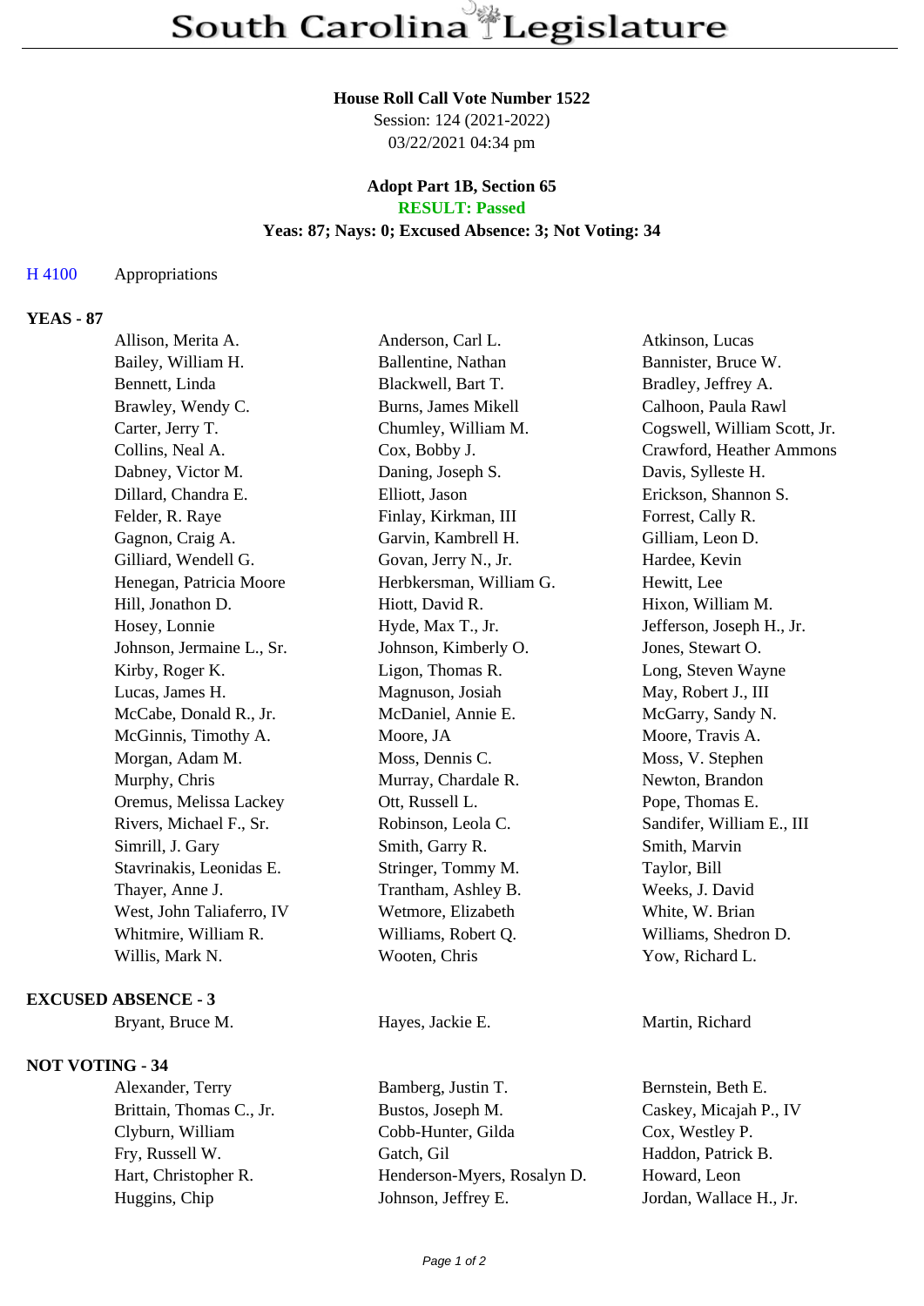# South Carolina Legislature

**House Roll Call Vote Number 1522**

Session: 124 (2021-2022)

03/22/2021 04:34 pm

**Adopt Part 1B, Section 65**

**RESULT: Passed**

**Yeas: 87; Nays: 0; Excused Absence: 3; Not Voting: 34**

H 4100 Appropriations

**YEAS - 87**

| | | |
|---|---|---|
| Allison, Merita A. | Anderson, Carl L. | Atkinson, Lucas |
| Bailey, William H. | Ballentine, Nathan | Bannister, Bruce W. |
| Bennett, Linda | Blackwell, Bart T. | Bradley, Jeffrey A. |
| Brawley, Wendy C. | Burns, James Mikell | Calhoon, Paula Rawl |
| Carter, Jerry T. | Chumley, William M. | Cogswell, William Scott, Jr. |
| Collins, Neal A. | Cox, Bobby J. | Crawford, Heather Ammons |
| Dabney, Victor M. | Daning, Joseph S. | Davis, Sylleste H. |
| Dillard, Chandra E. | Elliott, Jason | Erickson, Shannon S. |
| Felder, R. Raye | Finlay, Kirkman, III | Forrest, Cally R. |
| Gagnon, Craig A. | Garvin, Kambrell H. | Gilliam, Leon D. |
| Gilliard, Wendell G. | Govan, Jerry N., Jr. | Hardee, Kevin |
| Henegan, Patricia Moore | Herbkersman, William G. | Hewitt, Lee |
| Hill, Jonathon D. | Hiott, David R. | Hixon, William M. |
| Hosey, Lonnie | Hyde, Max T., Jr. | Jefferson, Joseph H., Jr. |
| Johnson, Jermaine L., Sr. | Johnson, Kimberly O. | Jones, Stewart O. |
| Kirby, Roger K. | Ligon, Thomas R. | Long, Steven Wayne |
| Lucas, James H. | Magnuson, Josiah | May, Robert J., III |
| McCabe, Donald R., Jr. | McDaniel, Annie E. | McGarry, Sandy N. |
| McGinnis, Timothy A. | Moore, JA | Moore, Travis A. |
| Morgan, Adam M. | Moss, Dennis C. | Moss, V. Stephen |
| Murphy, Chris | Murray, Chardale R. | Newton, Brandon |
| Oremus, Melissa Lackey | Ott, Russell L. | Pope, Thomas E. |
| Rivers, Michael F., Sr. | Robinson, Leola C. | Sandifer, William E., III |
| Simrill, J. Gary | Smith, Garry R. | Smith, Marvin |
| Stavrinakis, Leonidas E. | Stringer, Tommy M. | Taylor, Bill |
| Thayer, Anne J. | Trantham, Ashley B. | Weeks, J. David |
| West, John Taliaferro, IV | Wetmore, Elizabeth | White, W. Brian |
| Whitmire, William R. | Williams, Robert Q. | Williams, Shedron D. |
| Willis, Mark N. | Wooten, Chris | Yow, Richard L. |

**EXCUSED ABSENCE - 3**

| | | |
|---|---|---|
| Bryant, Bruce M. | Hayes, Jackie E. | Martin, Richard |

**NOT VOTING - 34**

| | | |
|---|---|---|
| Alexander, Terry | Bamberg, Justin T. | Bernstein, Beth E. |
| Brittain, Thomas C., Jr. | Bustos, Joseph M. | Caskey, Micajah P., IV |
| Clyburn, William | Cobb-Hunter, Gilda | Cox, Westley P. |
| Fry, Russell W. | Gatch, Gil | Haddon, Patrick B. |
| Hart, Christopher R. | Henderson-Myers, Rosalyn D. | Howard, Leon |
| Huggins, Chip | Johnson, Jeffrey E. | Jordan, Wallace H., Jr. |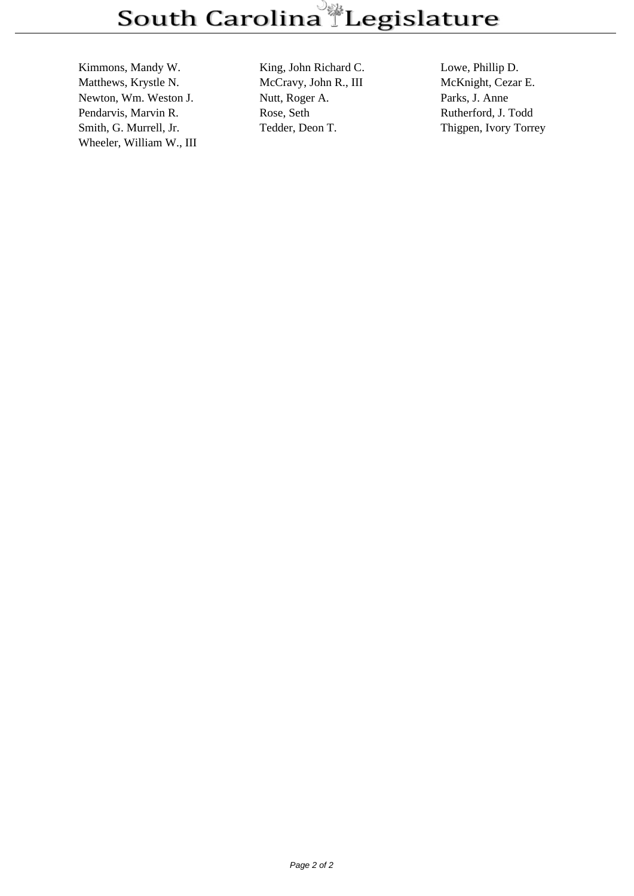Kimmons, Mandy W.
King, John Richard C.
Lowe, Phillip D.
Matthews, Krystle N.
McCravy, John R., III
McKnight, Cezar E.
Newton, Wm. Weston J.
Nutt, Roger A.
Parks, J. Anne
Pendarvis, Marvin R.
Rose, Seth
Rutherford, J. Todd
Smith, G. Murrell, Jr.
Tedder, Deon T.
Thigpen, Ivory Torrey
Wheeler, William W., III